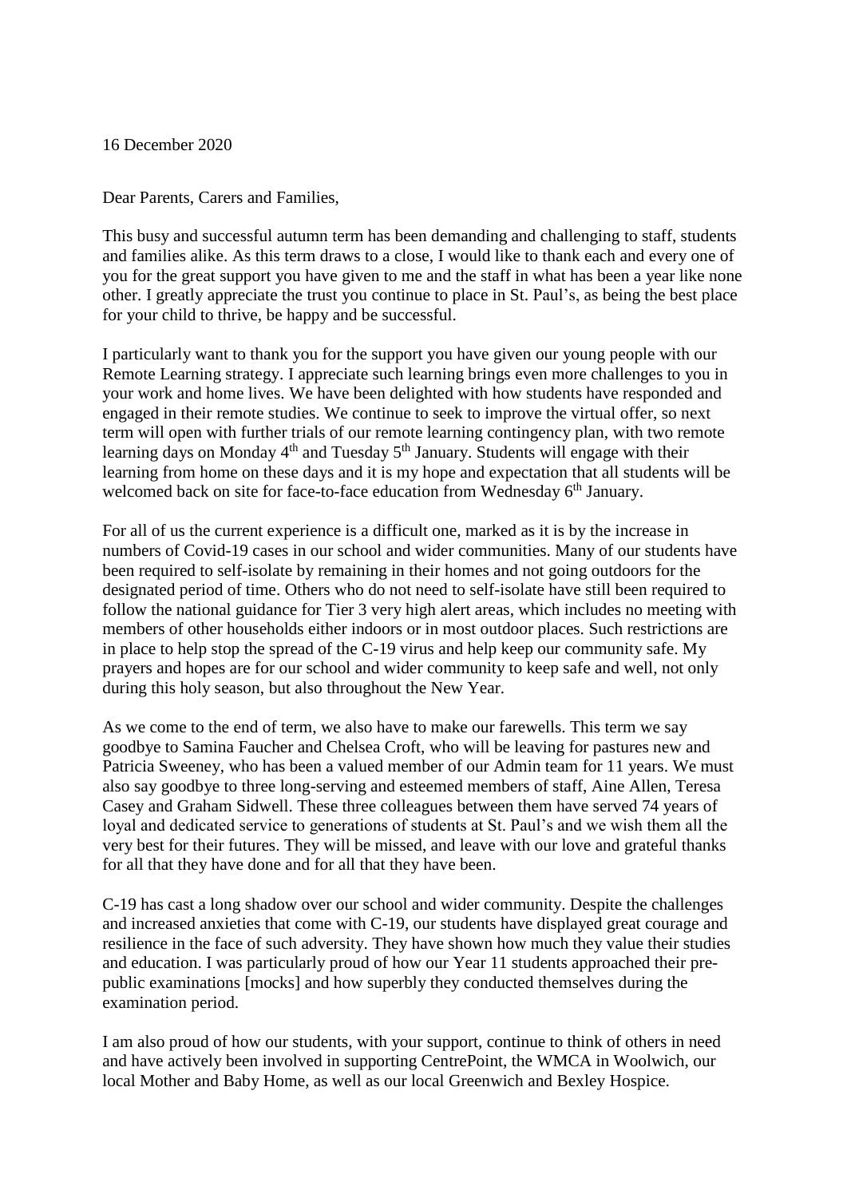16 December 2020

Dear Parents, Carers and Families,

This busy and successful autumn term has been demanding and challenging to staff, students and families alike. As this term draws to a close, I would like to thank each and every one of you for the great support you have given to me and the staff in what has been a year like none other. I greatly appreciate the trust you continue to place in St. Paul's, as being the best place for your child to thrive, be happy and be successful.

I particularly want to thank you for the support you have given our young people with our Remote Learning strategy. I appreciate such learning brings even more challenges to you in your work and home lives. We have been delighted with how students have responded and engaged in their remote studies. We continue to seek to improve the virtual offer, so next term will open with further trials of our remote learning contingency plan, with two remote learning days on Monday 4th and Tuesday 5th January. Students will engage with their learning from home on these days and it is my hope and expectation that all students will be welcomed back on site for face-to-face education from Wednesday 6th January.

For all of us the current experience is a difficult one, marked as it is by the increase in numbers of Covid-19 cases in our school and wider communities. Many of our students have been required to self-isolate by remaining in their homes and not going outdoors for the designated period of time. Others who do not need to self-isolate have still been required to follow the national guidance for Tier 3 very high alert areas, which includes no meeting with members of other households either indoors or in most outdoor places. Such restrictions are in place to help stop the spread of the C-19 virus and help keep our community safe. My prayers and hopes are for our school and wider community to keep safe and well, not only during this holy season, but also throughout the New Year.

As we come to the end of term, we also have to make our farewells. This term we say goodbye to Samina Faucher and Chelsea Croft, who will be leaving for pastures new and Patricia Sweeney, who has been a valued member of our Admin team for 11 years. We must also say goodbye to three long-serving and esteemed members of staff, Aine Allen, Teresa Casey and Graham Sidwell. These three colleagues between them have served 74 years of loyal and dedicated service to generations of students at St. Paul's and we wish them all the very best for their futures. They will be missed, and leave with our love and grateful thanks for all that they have done and for all that they have been.

C-19 has cast a long shadow over our school and wider community. Despite the challenges and increased anxieties that come with C-19, our students have displayed great courage and resilience in the face of such adversity. They have shown how much they value their studies and education. I was particularly proud of how our Year 11 students approached their pre-public examinations [mocks] and how superbly they conducted themselves during the examination period.

I am also proud of how our students, with your support, continue to think of others in need and have actively been involved in supporting CentrePoint, the WMCA in Woolwich, our local Mother and Baby Home, as well as our local Greenwich and Bexley Hospice.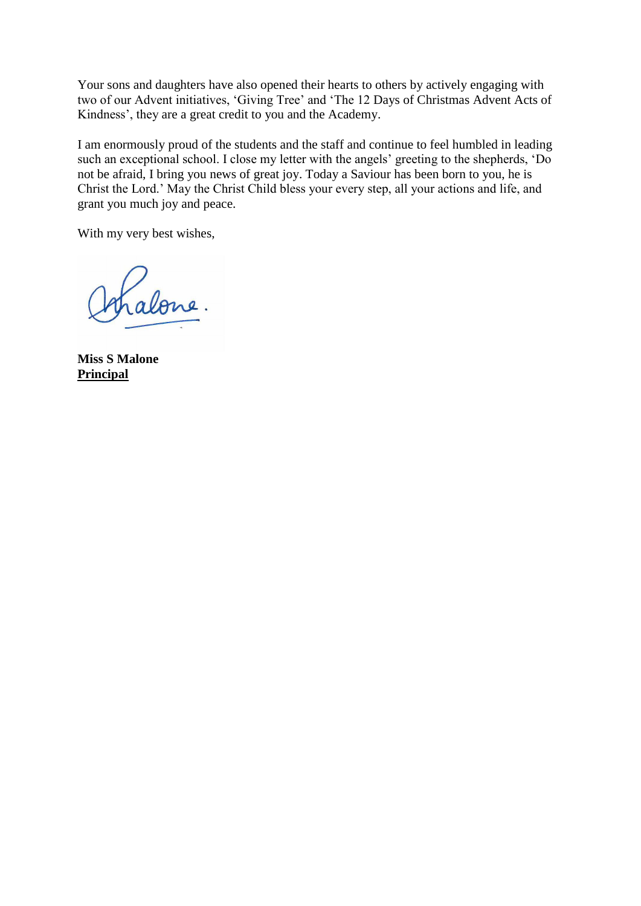Your sons and daughters have also opened their hearts to others by actively engaging with two of our Advent initiatives, 'Giving Tree' and 'The 12 Days of Christmas Advent Acts of Kindness', they are a great credit to you and the Academy.

I am enormously proud of the students and the staff and continue to feel humbled in leading such an exceptional school. I close my letter with the angels' greeting to the shepherds, 'Do not be afraid, I bring you news of great joy. Today a Saviour has been born to you, he is Christ the Lord.' May the Christ Child bless your every step, all your actions and life, and grant you much joy and peace.

With my very best wishes,

**Miss S Malone**
**Principal**